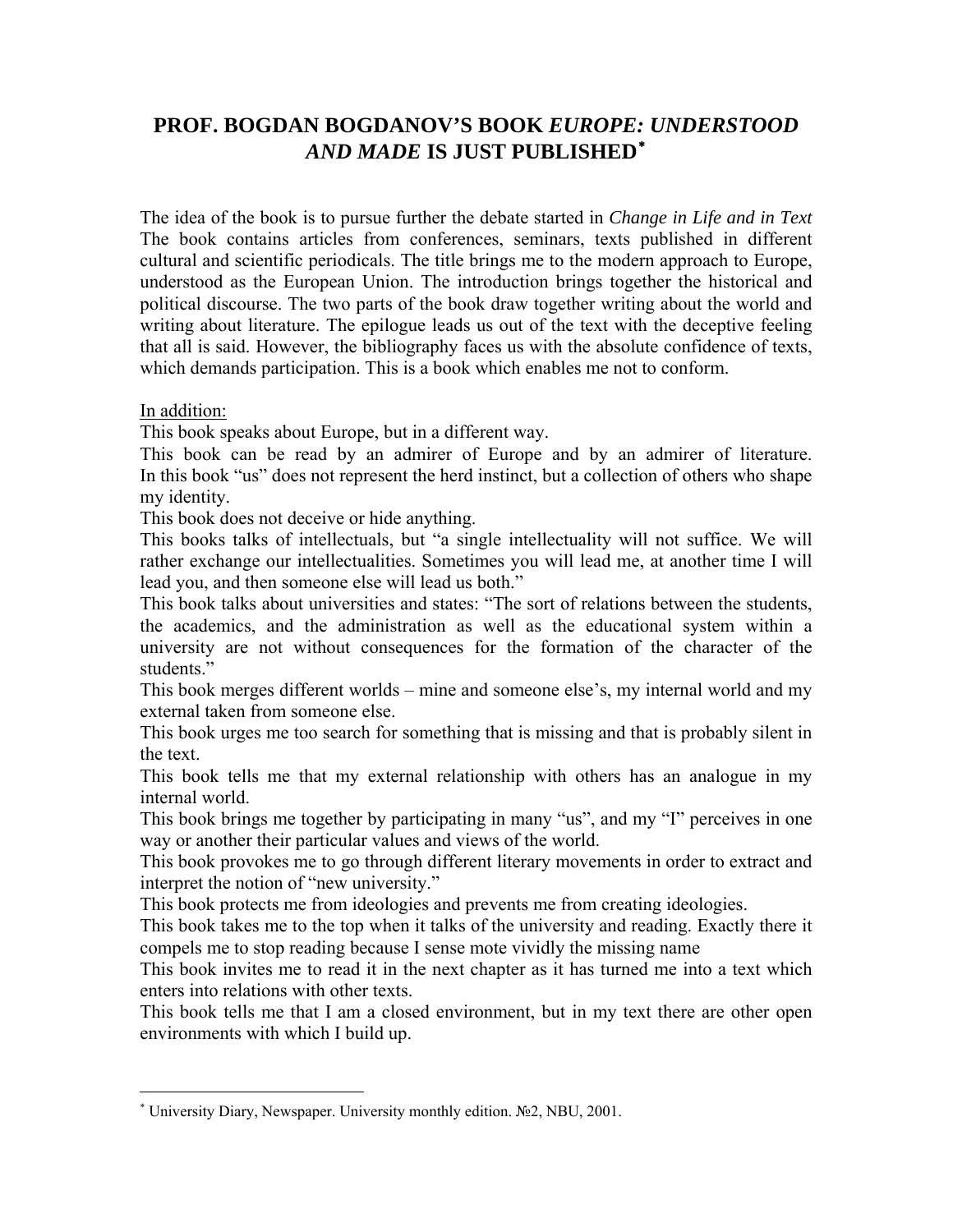# PROF. BOGDAN BOGDANOV'S BOOK *EUROPE: UNDERSTOOD AND MADE* IS JUST PUBLISHED[*]

The idea of the book is to pursue further the debate started in *Change in Life and in Text* The book contains articles from conferences, seminars, texts published in different cultural and scientific periodicals. The title brings me to the modern approach to Europe, understood as the European Union. The introduction brings together the historical and political discourse. The two parts of the book draw together writing about the world and writing about literature. The epilogue leads us out of the text with the deceptive feeling that all is said. However, the bibliography faces us with the absolute confidence of texts, which demands participation. This is a book which enables me not to conform.

<u>In addition:</u>

This book speaks about Europe, but in a different way.

This book can be read by an admirer of Europe and by an admirer of literature. In this book "us" does not represent the herd instinct, but a collection of others who shape my identity.

This book does not deceive or hide anything.

This books talks of intellectuals, but "a single intellectuality will not suffice. We will rather exchange our intellectualities. Sometimes you will lead me, at another time I will lead you, and then someone else will lead us both."

This book talks about universities and states: "The sort of relations between the students, the academics, and the administration as well as the educational system within a university are not without consequences for the formation of the character of the students."

This book merges different worlds – mine and someone else's, my internal world and my external taken from someone else.

This book urges me too search for something that is missing and that is probably silent in the text.

This book tells me that my external relationship with others has an analogue in my internal world.

This book brings me together by participating in many "us", and my "I" perceives in one way or another their particular values and views of the world.

This book provokes me to go through different literary movements in order to extract and interpret the notion of "new university."

This book protects me from ideologies and prevents me from creating ideologies.

This book takes me to the top when it talks of the university and reading. Exactly there it compels me to stop reading because I sense mote vividly the missing name

This book invites me to read it in the next chapter as it has turned me into a text which enters into relations with other texts.

This book tells me that I am a closed environment, but in my text there are other open environments with which I build up.

---

[*] University Diary, Newspaper. University monthly edition. №2, NBU, 2001.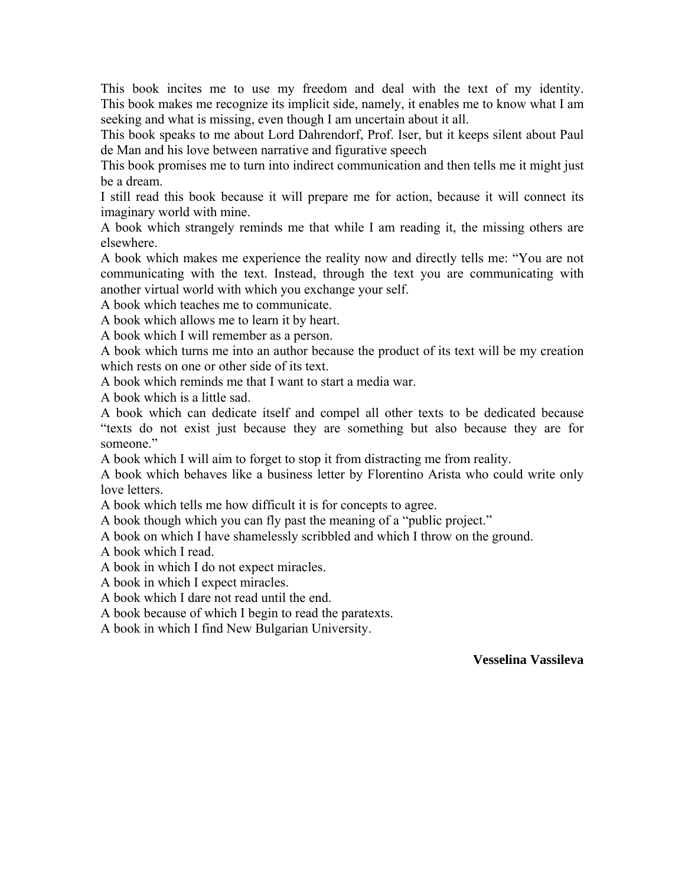This book incites me to use my freedom and deal with the text of my identity. This book makes me recognize its implicit side, namely, it enables me to know what I am seeking and what is missing, even though I am uncertain about it all.

This book speaks to me about Lord Dahrendorf, Prof. Iser, but it keeps silent about Paul de Man and his love between narrative and figurative speech

This book promises me to turn into indirect communication and then tells me it might just be a dream.

I still read this book because it will prepare me for action, because it will connect its imaginary world with mine.

A book which strangely reminds me that while I am reading it, the missing others are elsewhere.

A book which makes me experience the reality now and directly tells me: "You are not communicating with the text. Instead, through the text you are communicating with another virtual world with which you exchange your self.

A book which teaches me to communicate.

A book which allows me to learn it by heart.

A book which I will remember as a person.

A book which turns me into an author because the product of its text will be my creation which rests on one or other side of its text.

A book which reminds me that I want to start a media war.

A book which is a little sad.

A book which can dedicate itself and compel all other texts to be dedicated because "texts do not exist just because they are something but also because they are for someone."

A book which I will aim to forget to stop it from distracting me from reality.

A book which behaves like a business letter by Florentino Arista who could write only love letters.

A book which tells me how difficult it is for concepts to agree.

A book though which you can fly past the meaning of a "public project."

A book on which I have shamelessly scribbled and which I throw on the ground.

A book which I read.

A book in which I do not expect miracles.

A book in which I expect miracles.

A book which I dare not read until the end.

A book because of which I begin to read the paratexts.

A book in which I find New Bulgarian University.

**Vesselina Vassileva**